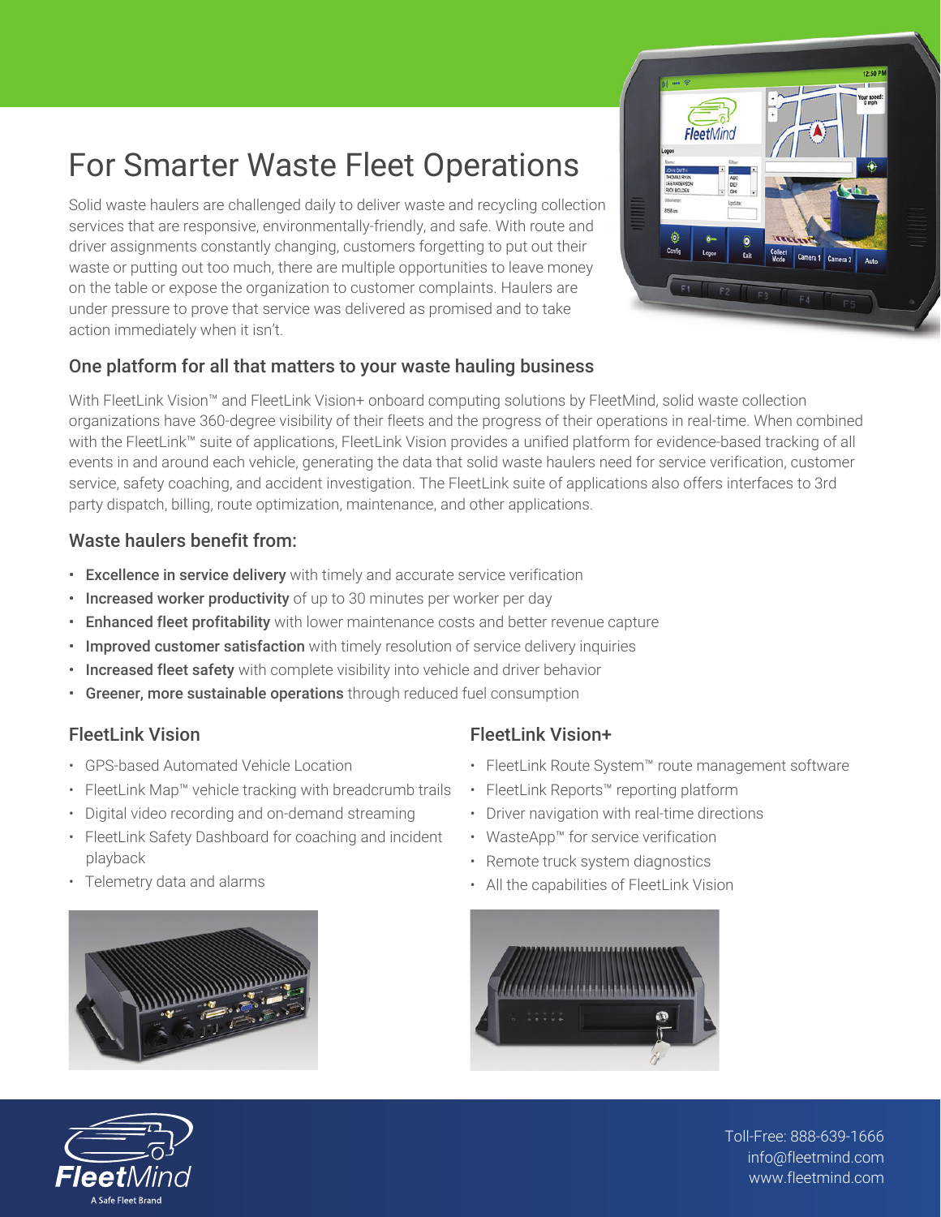# For Smarter Waste Fleet Operations

Solid waste haulers are challenged daily to deliver waste and recycling collection services that are responsive, environmentally-friendly, and safe. With route and driver assignments constantly changing, customers forgetting to put out their waste or putting out too much, there are multiple opportunities to leave money on the table or expose the organization to customer complaints. Haulers are under pressure to prove that service was delivered as promised and to take action immediately when it isn't.

## One platform for all that matters to your waste hauling business

With FleetLink Vision™ and FleetLink Vision+ onboard computing solutions by FleetMind, solid waste collection organizations have 360-degree visibility of their fleets and the progress of their operations in real-time. When combined with the FleetLink™ suite of applications, FleetLink Vision provides a unified platform for evidence-based tracking of all events in and around each vehicle, generating the data that solid waste haulers need for service verification, customer service, safety coaching, and accident investigation. The FleetLink suite of applications also offers interfaces to 3rd party dispatch, billing, route optimization, maintenance, and other applications.

## Waste haulers benefit from:

- **Excellence in service delivery** with timely and accurate service verification
- **Increased worker productivity** of up to 30 minutes per worker per day
- **Enhanced fleet profitability** with lower maintenance costs and better revenue capture
- **Improved customer satisfaction** with timely resolution of service delivery inquiries
- **Increased fleet safety** with complete visibility into vehicle and driver behavior
- **Greener, more sustainable operations** through reduced fuel consumption

## FleetLink Vision

- GPS-based Automated Vehicle Location
- FleetLink Map™ vehicle tracking with breadcrumb trails
- Digital video recording and on-demand streaming
- FleetLink Safety Dashboard for coaching and incident playback
- Telemetry data and alarms

## FleetLink Vision+

- FleetLink Route System™ route management software
- FleetLink Reports™ reporting platform
- Driver navigation with real-time directions
- WasteApp™ for service verification
- Remote truck system diagnostics
- All the capabilities of FleetLink Vision

FleetMind
A Safe Fleet Brand

Toll-Free: 888-639-1666
info@fleetmind.com
www.fleetmind.com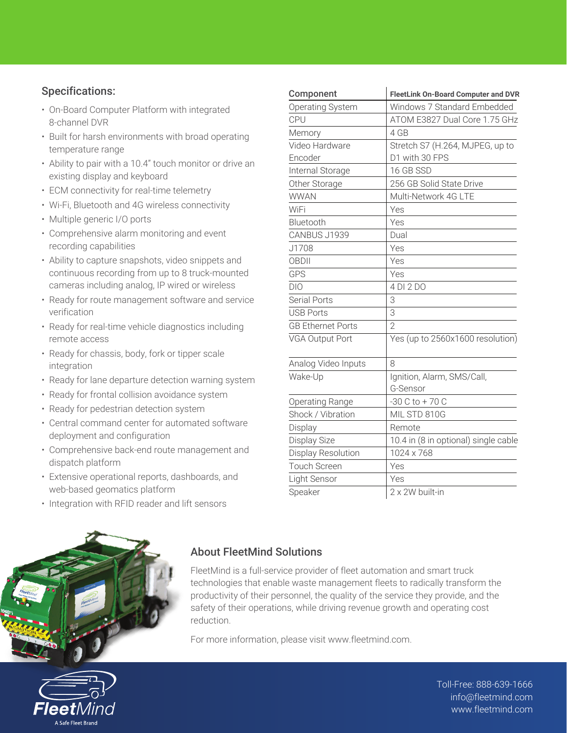## Specifications:

- On-Board Computer Platform with integrated 8-channel DVR
- Built for harsh environments with broad operating temperature range
- Ability to pair with a 10.4" touch monitor or drive an existing display and keyboard
- ECM connectivity for real-time telemetry
- Wi-Fi, Bluetooth and 4G wireless connectivity
- Multiple generic I/O ports
- Comprehensive alarm monitoring and event recording capabilities
- Ability to capture snapshots, video snippets and continuous recording from up to 8 truck-mounted cameras including analog, IP wired or wireless
- Ready for route management software and service verification
- Ready for real-time vehicle diagnostics including remote access
- Ready for chassis, body, fork or tipper scale integration
- Ready for lane departure detection warning system
- Ready for frontal collision avoidance system
- Ready for pedestrian detection system
- Central command center for automated software deployment and configuration
- Comprehensive back-end route management and dispatch platform
- Extensive operational reports, dashboards, and web-based geomatics platform
- Integration with RFID reader and lift sensors

| Component | FleetLink On-Board Computer and DVR |
|---|---|
| Operating System | Windows 7 Standard Embedded |
| CPU | ATOM E3827 Dual Core 1.75 GHz |
| Memory | 4 GB |
| Video Hardware Encoder | Stretch S7 (H.264, MJPEG, up to D1 with 30 FPS |
| Internal Storage | 16 GB SSD |
| Other Storage | 256 GB Solid State Drive |
| WWAN | Multi-Network 4G LTE |
| WiFi | Yes |
| Bluetooth | Yes |
| CANBUS J1939 | Dual |
| J1708 | Yes |
| OBDII | Yes |
| GPS | Yes |
| DIO | 4 DI 2 DO |
| Serial Ports | 3 |
| USB Ports | 3 |
| GB Ethernet Ports | 2 |
| VGA Output Port | Yes (up to 2560x1600 resolution) |
| Analog Video Inputs | 8 |
| Wake-Up | Ignition, Alarm, SMS/Call, G-Sensor |
| Operating Range | -30 C to + 70 C |
| Shock / Vibration | MIL STD 810G |
| Display | Remote |
| Display Size | 10.4 in (8 in optional) single cable |
| Display Resolution | 1024 x 768 |
| Touch Screen | Yes |
| Light Sensor | Yes |
| Speaker | 2 x 2W built-in |

## About FleetMind Solutions

FleetMind is a full-service provider of fleet automation and smart truck technologies that enable waste management fleets to radically transform the productivity of their personnel, the quality of the service they provide, and the safety of their operations, while driving revenue growth and operating cost reduction.

For more information, please visit www.fleetmind.com.

FleetMind
A Safe Fleet Brand

Toll-Free: 888-639-1666
info@fleetmind.com
www.fleetmind.com